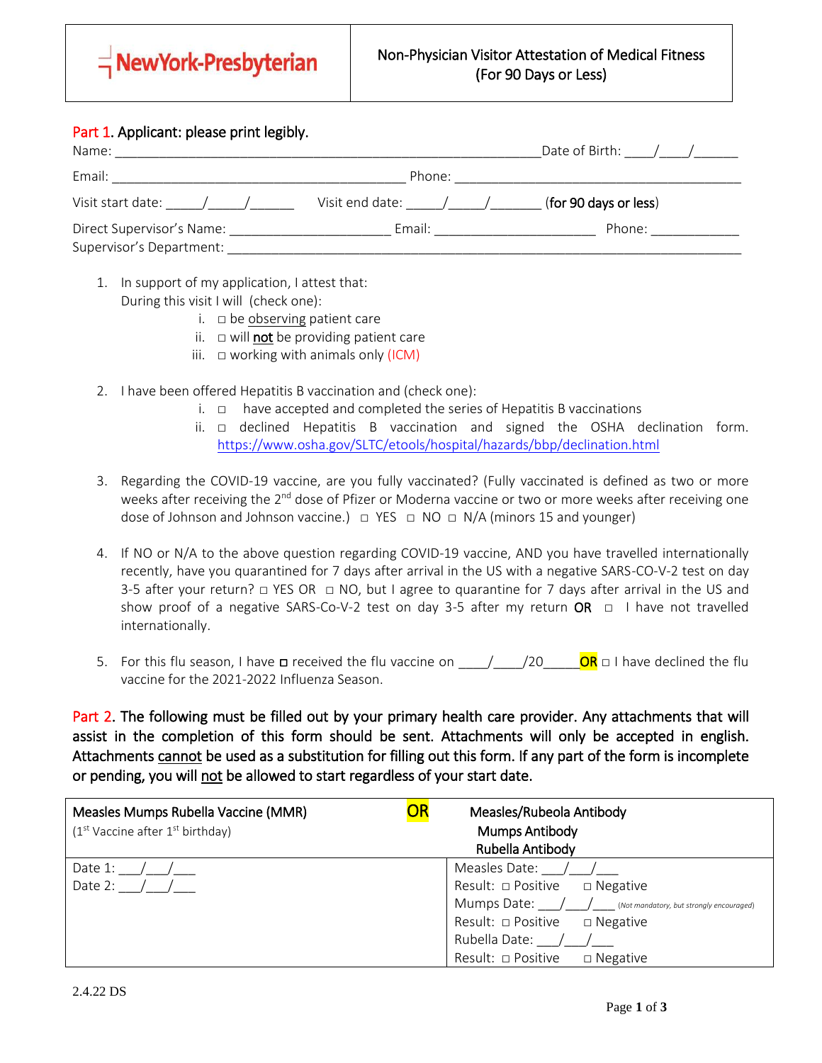| NewYork-Presbyterian | Non-Physician Visitor Attestation of Medical Fitness (For 90 Days or Less) |
|---|---|

## Part 1. Applicant: please print legibly.

Name: ____________________________________________________________ Date of Birth: ____/____/______

Email: _________________________________________ Phone: ________________________________________

Visit start date: _____/_____/______ Visit end date: _____/_____/_______ (**for 90 days or less**)

Direct Supervisor's Name: ______________________ Email: ______________________ Phone: ____________

Supervisor's Department: ______________________________________________________________________

1. In support of my application, I attest that:
   During this visit I will (check one):
   i. □ be observing patient care
   ii. □ will **not** be providing patient care
   iii. □ working with animals only (ICM)

2. I have been offered Hepatitis B vaccination and (check one):
   i. □ have accepted and completed the series of Hepatitis B vaccinations
   ii. □ declined Hepatitis B vaccination and signed the OSHA declination form. https://www.osha.gov/SLTC/etools/hospital/hazards/bbp/declination.html

3. Regarding the COVID-19 vaccine, are you fully vaccinated? (Fully vaccinated is defined as two or more weeks after receiving the 2nd dose of Pfizer or Moderna vaccine or two or more weeks after receiving one dose of Johnson and Johnson vaccine.) □ YES □ NO □ N/A (minors 15 and younger)

4. If NO or N/A to the above question regarding COVID-19 vaccine, AND you have travelled internationally recently, have you quarantined for 7 days after arrival in the US with a negative SARS-CO-V-2 test on day 3-5 after your return? □ YES OR □ NO, but I agree to quarantine for 7 days after arrival in the US and show proof of a negative SARS-Co-V-2 test on day 3-5 after my return **OR** □ I have not travelled internationally.

5. For this flu season, I have □ received the flu vaccine on ____/____/20_____ **OR** □ I have declined the flu vaccine for the 2021-2022 Influenza Season.

## Part 2. The following must be filled out by your primary health care provider. Any attachments that will assist in the completion of this form should be sent. Attachments will only be accepted in english. Attachments cannot be used as a substitution for filling out this form. If any part of the form is incomplete or pending, you will not be allowed to start regardless of your start date.

| Measles Mumps Rubella Vaccine (MMR) (1st Vaccine after 1st birthday) **OR** | Measles/Rubeola Antibody<br>Mumps Antibody<br>Rubella Antibody |
|---|---|
| Date 1: ___/___/___<br>Date 2: ___/___/___ | Measles Date: ___/___/___<br>Result: □ Positive □ Negative<br>Mumps Date: ___/___/___ *(Not mandatory, but strongly encouraged)*<br>Result: □ Positive □ Negative<br>Rubella Date: ___/___/___<br>Result: □ Positive □ Negative |

2.4.22 DS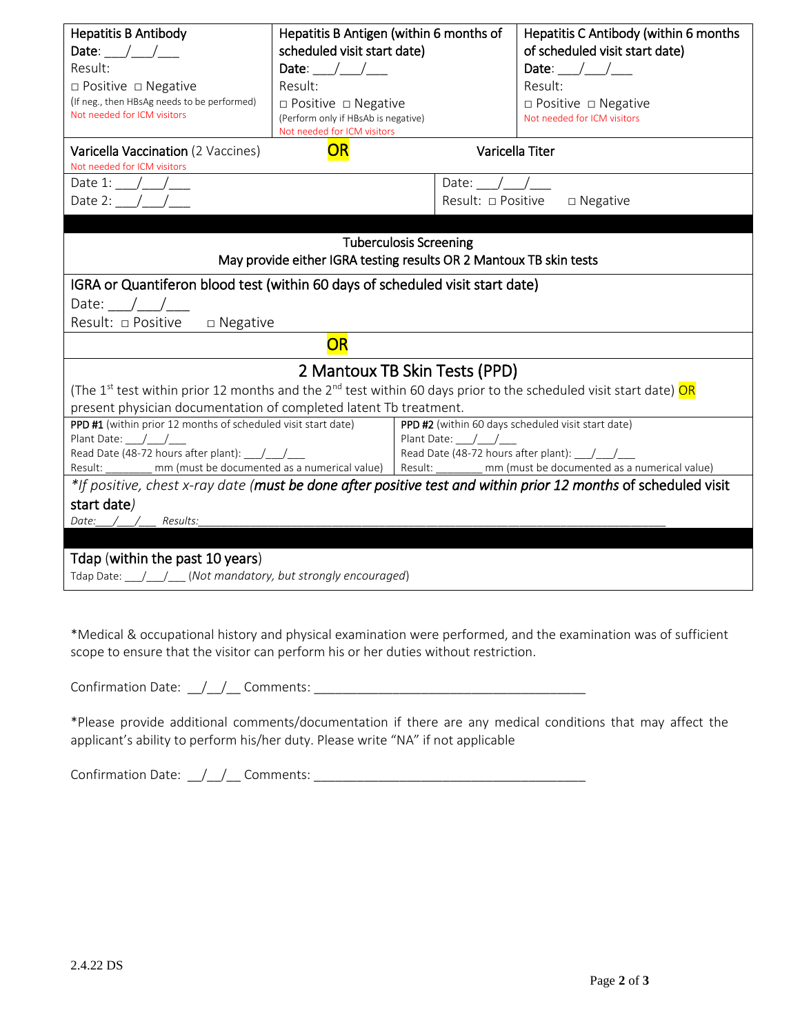| Hepatitis B Antibody<br>Date: ___/___/___<br>Result:<br>□ Positive □ Negative<br>(If neg., then HBsAg needs to be performed)<br>Not needed for ICM visitors | Hepatitis B Antigen (within 6 months of scheduled visit start date)<br>Date: ___/___/___<br>Result:<br>□ Positive □ Negative<br>(Perform only if HBsAb is negative)<br>Not needed for ICM visitors | Hepatitis C Antibody (within 6 months of scheduled visit start date)<br>Date: ___/___/___<br>Result:<br>□ Positive □ Negative<br>Not needed for ICM visitors |
|---|---|---|

| Varicella Vaccination (2 Vaccines)<br>Not needed for ICM visitors | **OR** | Varicella Titer |
|---|---|---|
| Date 1: ___/___/___<br>Date 2: ___/___/___ | | Date: ___/___/___<br>Result: □ Positive □ Negative |

**Tuberculosis Screening**
May provide either IGRA testing results OR 2 Mantoux TB skin tests

**IGRA or Quantiferon blood test (within 60 days of scheduled visit start date)**

Date: ___/___/___

Result: □ Positive □ Negative

**OR**

**2 Mantoux TB Skin Tests (PPD)**

(The 1st test within prior 12 months and the 2nd test within 60 days prior to the scheduled visit start date) **OR** present physician documentation of completed latent Tb treatment.

| **PPD #1** (within prior 12 months of scheduled visit start date) | **PPD #2** (within 60 days scheduled visit start date) |
|---|---|
| Plant Date: ___/___/___ | Plant Date: ___/___/___ |
| Read Date (48-72 hours after plant): ___/___/___ | Read Date (48-72 hours after plant): ___/___/___ |
| Result: ________ mm (must be documented as a numerical value) | Result: ________ mm (must be documented as a numerical value) |

*\*If positive, chest x-ray date (**must be done after positive test and within prior 12 months** of scheduled visit start date)*

*Date:___/___/___ Results:________________________________________________*

**Tdap (within the past 10 years)**

Tdap Date: ___/___/___ (*Not mandatory, but strongly encouraged*)

\*Medical & occupational history and physical examination were performed, and the examination was of sufficient scope to ensure that the visitor can perform his or her duties without restriction.

Confirmation Date: __/__/__ Comments: ______________________________________

\*Please provide additional comments/documentation if there are any medical conditions that may affect the applicant's ability to perform his/her duty. Please write "NA" if not applicable

Confirmation Date: __/__/__ Comments: ______________________________________

2.4.22 DS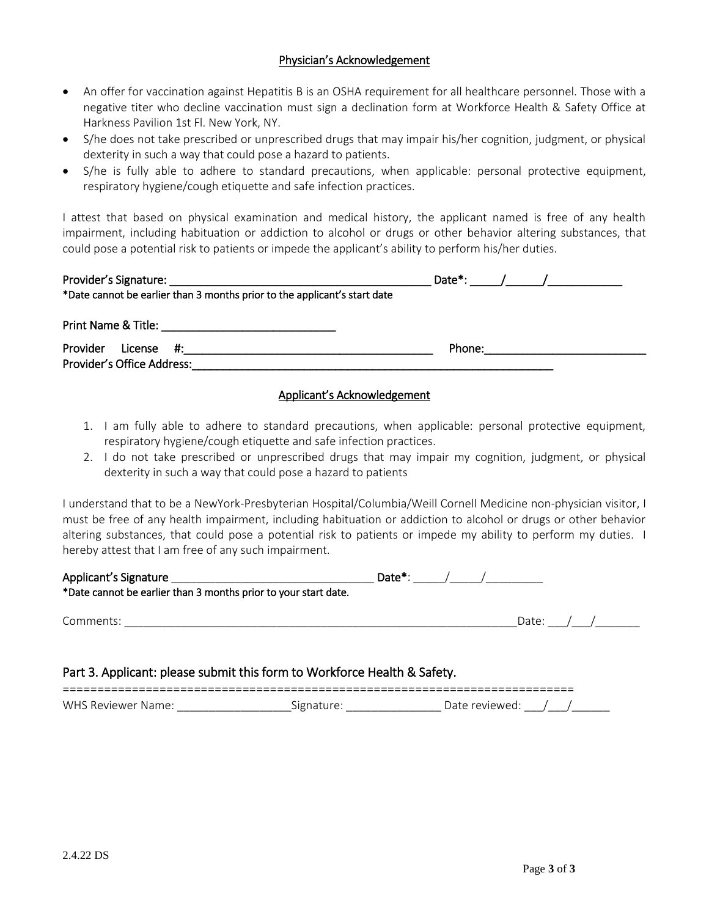## Physician's Acknowledgement

- An offer for vaccination against Hepatitis B is an OSHA requirement for all healthcare personnel. Those with a negative titer who decline vaccination must sign a declination form at Workforce Health & Safety Office at Harkness Pavilion 1st Fl. New York, NY.
- S/he does not take prescribed or unprescribed drugs that may impair his/her cognition, judgment, or physical dexterity in such a way that could pose a hazard to patients.
- S/he is fully able to adhere to standard precautions, when applicable: personal protective equipment, respiratory hygiene/cough etiquette and safe infection practices.

I attest that based on physical examination and medical history, the applicant named is free of any health impairment, including habituation or addiction to alcohol or drugs or other behavior altering substances, that could pose a potential risk to patients or impede the applicant's ability to perform his/her duties.

**Provider's Signature:** ______________________________ **Date*:** _____/_____/__________
**\*Date cannot be earlier than 3 months prior to the applicant's start date**

**Print Name & Title:** ____________________________

**Provider License #:**______________________________ **Phone:**________________________
**Provider's Office Address:**______________________________________________

## Applicant's Acknowledgement

1. I am fully able to adhere to standard precautions, when applicable: personal protective equipment, respiratory hygiene/cough etiquette and safe infection practices.
2. I do not take prescribed or unprescribed drugs that may impair my cognition, judgment, or physical dexterity in such a way that could pose a hazard to patients

I understand that to be a NewYork-Presbyterian Hospital/Columbia/Weill Cornell Medicine non-physician visitor, I must be free of any health impairment, including habituation or addiction to alcohol or drugs or other behavior altering substances, that could pose a potential risk to patients or impede my ability to perform my duties. I hereby attest that I am free of any such impairment.

**Applicant's Signature** ______________________________ **Date***: _____/_____/_________
**\*Date cannot be earlier than 3 months prior to your start date.**

Comments: ____________________________________________________________Date: ___/___/_______

## Part 3. Applicant: please submit this form to Workforce Health & Safety.

========================================================================

WHS Reviewer Name: __________________Signature: _______________ Date reviewed: ___/___/______

2.4.22 DS